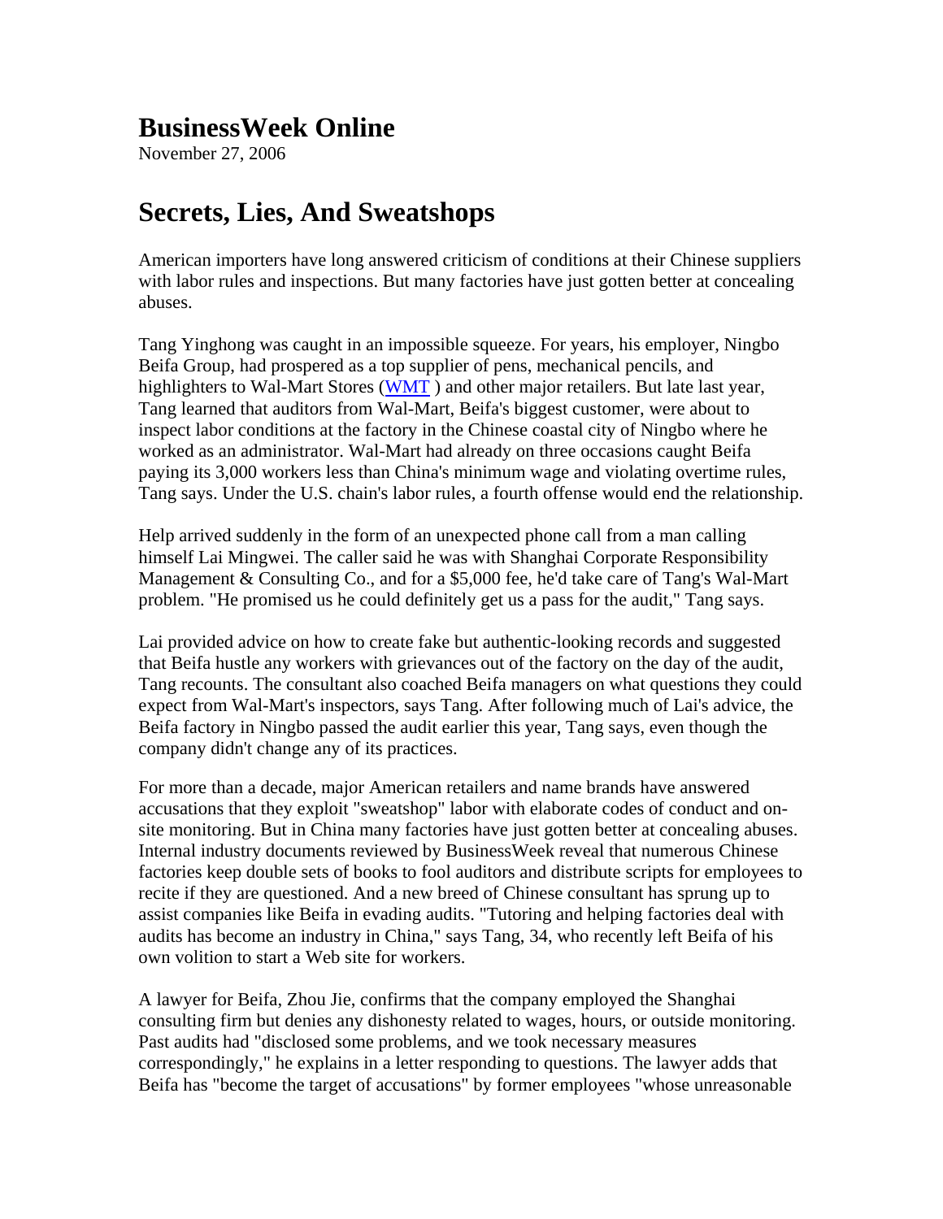# BusinessWeek Online

November 27, 2006

## Secrets, Lies, And Sweatshops

American importers have long answered criticism of conditions at their Chinese suppliers with labor rules and inspections. But many factories have just gotten better at concealing abuses.

Tang Yinghong was caught in an impossible squeeze. For years, his employer, Ningbo Beifa Group, had prospered as a top supplier of pens, mechanical pencils, and highlighters to Wal-Mart Stores (WMT ) and other major retailers. But late last year, Tang learned that auditors from Wal-Mart, Beifa's biggest customer, were about to inspect labor conditions at the factory in the Chinese coastal city of Ningbo where he worked as an administrator. Wal-Mart had already on three occasions caught Beifa paying its 3,000 workers less than China's minimum wage and violating overtime rules, Tang says. Under the U.S. chain's labor rules, a fourth offense would end the relationship.

Help arrived suddenly in the form of an unexpected phone call from a man calling himself Lai Mingwei. The caller said he was with Shanghai Corporate Responsibility Management & Consulting Co., and for a $5,000 fee, he'd take care of Tang's Wal-Mart problem. "He promised us he could definitely get us a pass for the audit," Tang says.

Lai provided advice on how to create fake but authentic-looking records and suggested that Beifa hustle any workers with grievances out of the factory on the day of the audit, Tang recounts. The consultant also coached Beifa managers on what questions they could expect from Wal-Mart's inspectors, says Tang. After following much of Lai's advice, the Beifa factory in Ningbo passed the audit earlier this year, Tang says, even though the company didn't change any of its practices.

For more than a decade, major American retailers and name brands have answered accusations that they exploit "sweatshop" labor with elaborate codes of conduct and on-site monitoring. But in China many factories have just gotten better at concealing abuses. Internal industry documents reviewed by BusinessWeek reveal that numerous Chinese factories keep double sets of books to fool auditors and distribute scripts for employees to recite if they are questioned. And a new breed of Chinese consultant has sprung up to assist companies like Beifa in evading audits. "Tutoring and helping factories deal with audits has become an industry in China," says Tang, 34, who recently left Beifa of his own volition to start a Web site for workers.

A lawyer for Beifa, Zhou Jie, confirms that the company employed the Shanghai consulting firm but denies any dishonesty related to wages, hours, or outside monitoring. Past audits had "disclosed some problems, and we took necessary measures correspondingly," he explains in a letter responding to questions. The lawyer adds that Beifa has "become the target of accusations" by former employees "whose unreasonable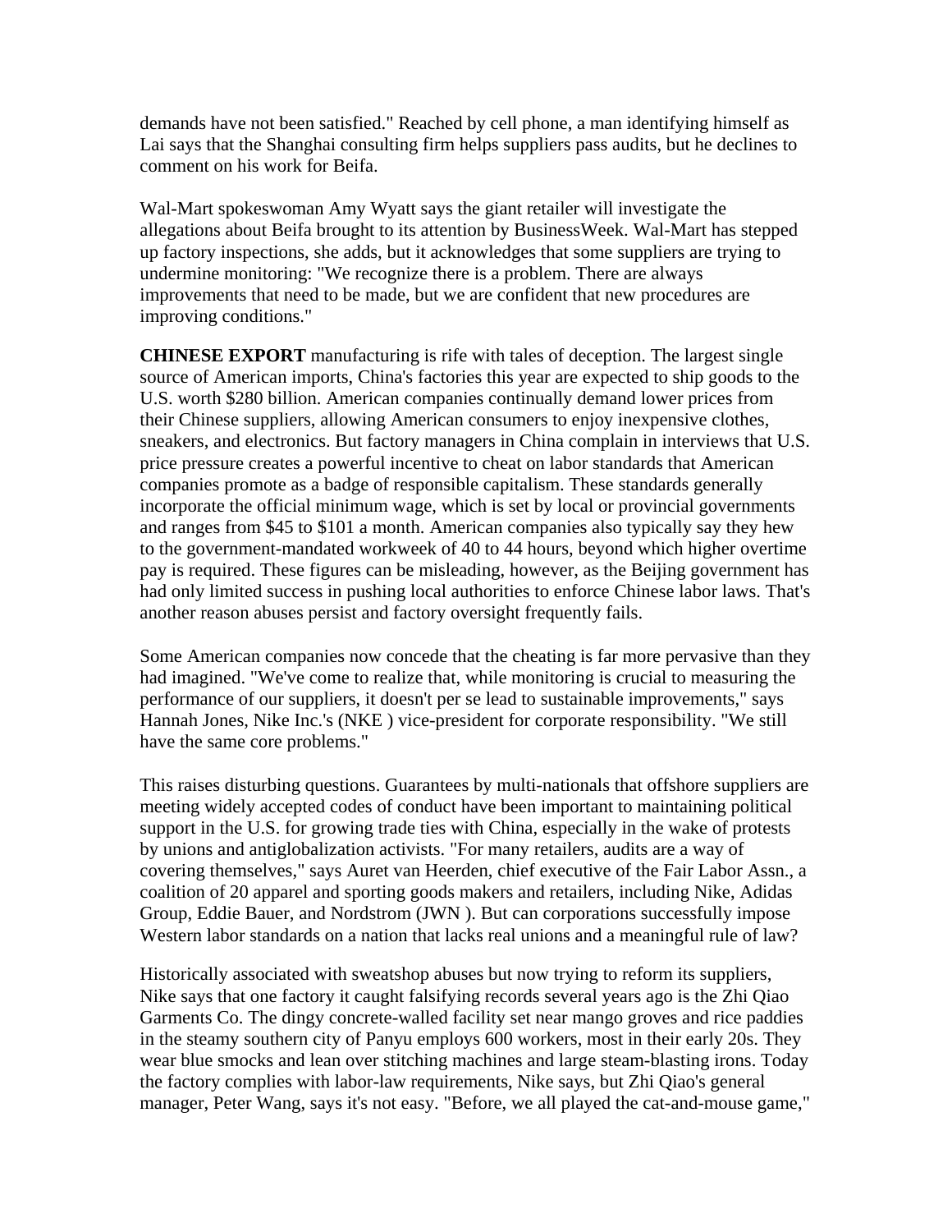demands have not been satisfied." Reached by cell phone, a man identifying himself as Lai says that the Shanghai consulting firm helps suppliers pass audits, but he declines to comment on his work for Beifa.

Wal-Mart spokeswoman Amy Wyatt says the giant retailer will investigate the allegations about Beifa brought to its attention by BusinessWeek. Wal-Mart has stepped up factory inspections, she adds, but it acknowledges that some suppliers are trying to undermine monitoring: "We recognize there is a problem. There are always improvements that need to be made, but we are confident that new procedures are improving conditions."

**CHINESE EXPORT** manufacturing is rife with tales of deception. The largest single source of American imports, China's factories this year are expected to ship goods to the U.S. worth $280 billion. American companies continually demand lower prices from their Chinese suppliers, allowing American consumers to enjoy inexpensive clothes, sneakers, and electronics. But factory managers in China complain in interviews that U.S. price pressure creates a powerful incentive to cheat on labor standards that American companies promote as a badge of responsible capitalism. These standards generally incorporate the official minimum wage, which is set by local or provincial governments and ranges from $45 to $101 a month. American companies also typically say they hew to the government-mandated workweek of 40 to 44 hours, beyond which higher overtime pay is required. These figures can be misleading, however, as the Beijing government has had only limited success in pushing local authorities to enforce Chinese labor laws. That's another reason abuses persist and factory oversight frequently fails.

Some American companies now concede that the cheating is far more pervasive than they had imagined. "We've come to realize that, while monitoring is crucial to measuring the performance of our suppliers, it doesn't per se lead to sustainable improvements," says Hannah Jones, Nike Inc.'s (NKE ) vice-president for corporate responsibility. "We still have the same core problems."

This raises disturbing questions. Guarantees by multi-nationals that offshore suppliers are meeting widely accepted codes of conduct have been important to maintaining political support in the U.S. for growing trade ties with China, especially in the wake of protests by unions and antiglobalization activists. "For many retailers, audits are a way of covering themselves," says Auret van Heerden, chief executive of the Fair Labor Assn., a coalition of 20 apparel and sporting goods makers and retailers, including Nike, Adidas Group, Eddie Bauer, and Nordstrom (JWN ). But can corporations successfully impose Western labor standards on a nation that lacks real unions and a meaningful rule of law?

Historically associated with sweatshop abuses but now trying to reform its suppliers, Nike says that one factory it caught falsifying records several years ago is the Zhi Qiao Garments Co. The dingy concrete-walled facility set near mango groves and rice paddies in the steamy southern city of Panyu employs 600 workers, most in their early 20s. They wear blue smocks and lean over stitching machines and large steam-blasting irons. Today the factory complies with labor-law requirements, Nike says, but Zhi Qiao's general manager, Peter Wang, says it's not easy. "Before, we all played the cat-and-mouse game,"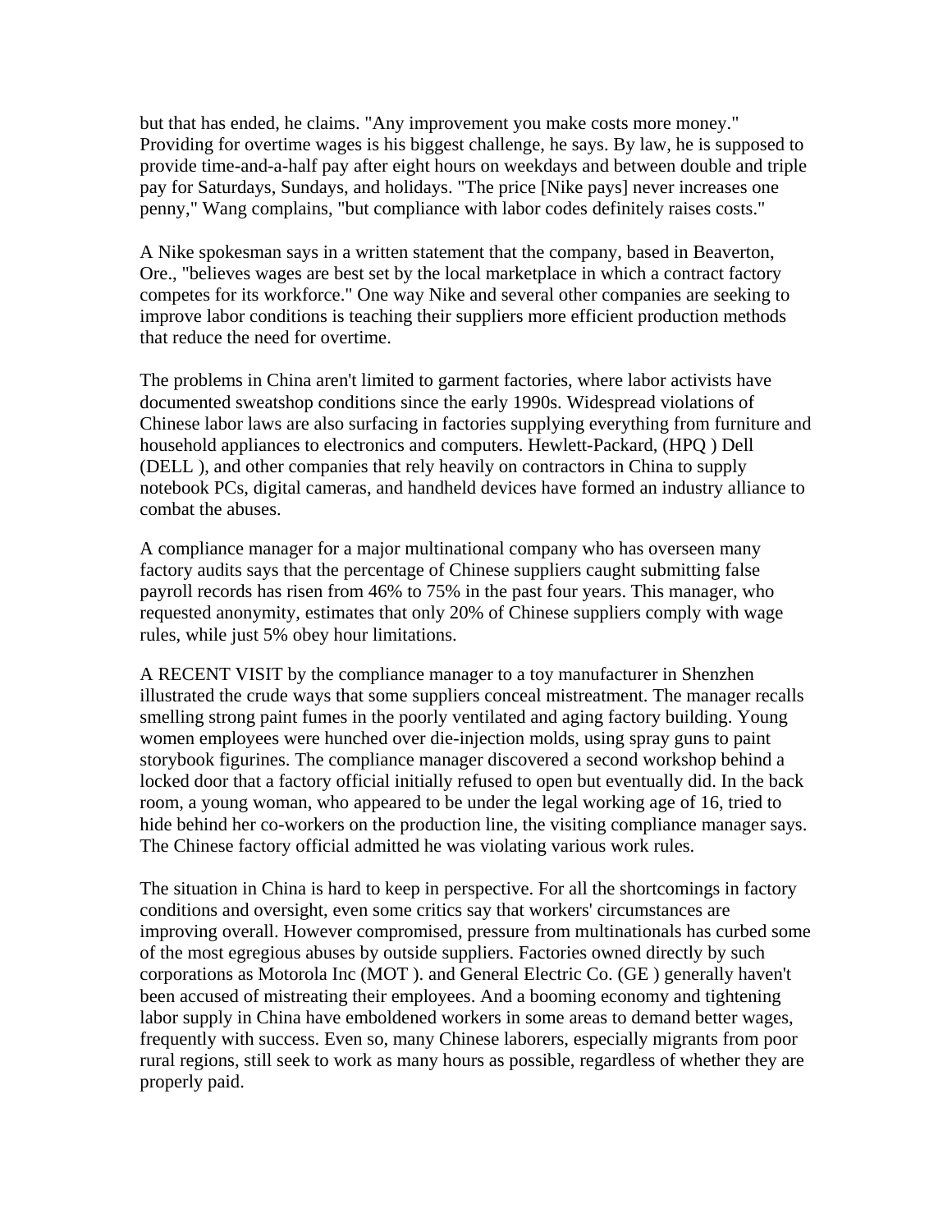but that has ended, he claims. "Any improvement you make costs more money." Providing for overtime wages is his biggest challenge, he says. By law, he is supposed to provide time-and-a-half pay after eight hours on weekdays and between double and triple pay for Saturdays, Sundays, and holidays. "The price [Nike pays] never increases one penny," Wang complains, "but compliance with labor codes definitely raises costs."

A Nike spokesman says in a written statement that the company, based in Beaverton, Ore., "believes wages are best set by the local marketplace in which a contract factory competes for its workforce." One way Nike and several other companies are seeking to improve labor conditions is teaching their suppliers more efficient production methods that reduce the need for overtime.

The problems in China aren't limited to garment factories, where labor activists have documented sweatshop conditions since the early 1990s. Widespread violations of Chinese labor laws are also surfacing in factories supplying everything from furniture and household appliances to electronics and computers. Hewlett-Packard, (HPQ ) Dell (DELL ), and other companies that rely heavily on contractors in China to supply notebook PCs, digital cameras, and handheld devices have formed an industry alliance to combat the abuses.

A compliance manager for a major multinational company who has overseen many factory audits says that the percentage of Chinese suppliers caught submitting false payroll records has risen from 46% to 75% in the past four years. This manager, who requested anonymity, estimates that only 20% of Chinese suppliers comply with wage rules, while just 5% obey hour limitations.

A RECENT VISIT by the compliance manager to a toy manufacturer in Shenzhen illustrated the crude ways that some suppliers conceal mistreatment. The manager recalls smelling strong paint fumes in the poorly ventilated and aging factory building. Young women employees were hunched over die-injection molds, using spray guns to paint storybook figurines. The compliance manager discovered a second workshop behind a locked door that a factory official initially refused to open but eventually did. In the back room, a young woman, who appeared to be under the legal working age of 16, tried to hide behind her co-workers on the production line, the visiting compliance manager says. The Chinese factory official admitted he was violating various work rules.

The situation in China is hard to keep in perspective. For all the shortcomings in factory conditions and oversight, even some critics say that workers' circumstances are improving overall. However compromised, pressure from multinationals has curbed some of the most egregious abuses by outside suppliers. Factories owned directly by such corporations as Motorola Inc (MOT ). and General Electric Co. (GE ) generally haven't been accused of mistreating their employees. And a booming economy and tightening labor supply in China have emboldened workers in some areas to demand better wages, frequently with success. Even so, many Chinese laborers, especially migrants from poor rural regions, still seek to work as many hours as possible, regardless of whether they are properly paid.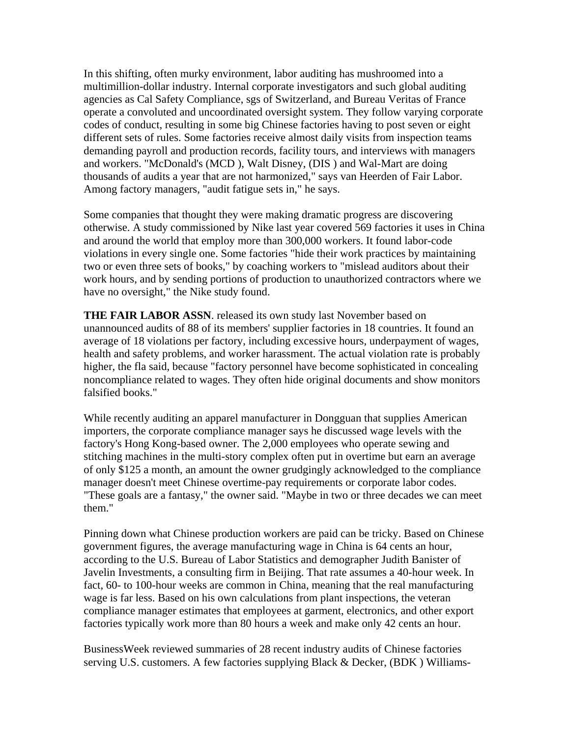In this shifting, often murky environment, labor auditing has mushroomed into a multimillion-dollar industry. Internal corporate investigators and such global auditing agencies as Cal Safety Compliance, sgs of Switzerland, and Bureau Veritas of France operate a convoluted and uncoordinated oversight system. They follow varying corporate codes of conduct, resulting in some big Chinese factories having to post seven or eight different sets of rules. Some factories receive almost daily visits from inspection teams demanding payroll and production records, facility tours, and interviews with managers and workers. "McDonald's (MCD ), Walt Disney, (DIS ) and Wal-Mart are doing thousands of audits a year that are not harmonized," says van Heerden of Fair Labor. Among factory managers, "audit fatigue sets in," he says.

Some companies that thought they were making dramatic progress are discovering otherwise. A study commissioned by Nike last year covered 569 factories it uses in China and around the world that employ more than 300,000 workers. It found labor-code violations in every single one. Some factories "hide their work practices by maintaining two or even three sets of books," by coaching workers to "mislead auditors about their work hours, and by sending portions of production to unauthorized contractors where we have no oversight," the Nike study found.

**THE FAIR LABOR ASSN**. released its own study last November based on unannounced audits of 88 of its members' supplier factories in 18 countries. It found an average of 18 violations per factory, including excessive hours, underpayment of wages, health and safety problems, and worker harassment. The actual violation rate is probably higher, the fla said, because "factory personnel have become sophisticated in concealing noncompliance related to wages. They often hide original documents and show monitors falsified books."

While recently auditing an apparel manufacturer in Dongguan that supplies American importers, the corporate compliance manager says he discussed wage levels with the factory's Hong Kong-based owner. The 2,000 employees who operate sewing and stitching machines in the multi-story complex often put in overtime but earn an average of only $125 a month, an amount the owner grudgingly acknowledged to the compliance manager doesn't meet Chinese overtime-pay requirements or corporate labor codes. "These goals are a fantasy," the owner said. "Maybe in two or three decades we can meet them."

Pinning down what Chinese production workers are paid can be tricky. Based on Chinese government figures, the average manufacturing wage in China is 64 cents an hour, according to the U.S. Bureau of Labor Statistics and demographer Judith Banister of Javelin Investments, a consulting firm in Beijing. That rate assumes a 40-hour week. In fact, 60- to 100-hour weeks are common in China, meaning that the real manufacturing wage is far less. Based on his own calculations from plant inspections, the veteran compliance manager estimates that employees at garment, electronics, and other export factories typically work more than 80 hours a week and make only 42 cents an hour.

BusinessWeek reviewed summaries of 28 recent industry audits of Chinese factories serving U.S. customers. A few factories supplying Black & Decker, (BDK ) Williams-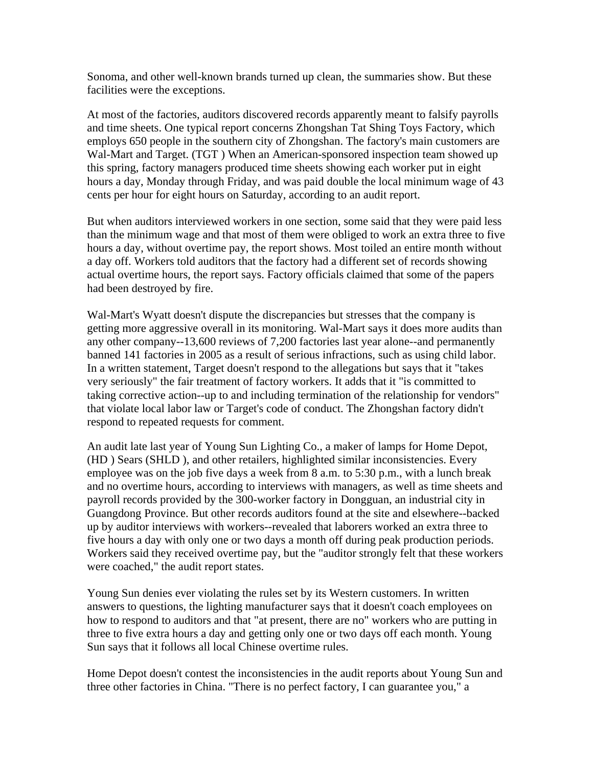Sonoma, and other well-known brands turned up clean, the summaries show. But these facilities were the exceptions.

At most of the factories, auditors discovered records apparently meant to falsify payrolls and time sheets. One typical report concerns Zhongshan Tat Shing Toys Factory, which employs 650 people in the southern city of Zhongshan. The factory's main customers are Wal-Mart and Target. (TGT ) When an American-sponsored inspection team showed up this spring, factory managers produced time sheets showing each worker put in eight hours a day, Monday through Friday, and was paid double the local minimum wage of 43 cents per hour for eight hours on Saturday, according to an audit report.

But when auditors interviewed workers in one section, some said that they were paid less than the minimum wage and that most of them were obliged to work an extra three to five hours a day, without overtime pay, the report shows. Most toiled an entire month without a day off. Workers told auditors that the factory had a different set of records showing actual overtime hours, the report says. Factory officials claimed that some of the papers had been destroyed by fire.

Wal-Mart's Wyatt doesn't dispute the discrepancies but stresses that the company is getting more aggressive overall in its monitoring. Wal-Mart says it does more audits than any other company--13,600 reviews of 7,200 factories last year alone--and permanently banned 141 factories in 2005 as a result of serious infractions, such as using child labor. In a written statement, Target doesn't respond to the allegations but says that it "takes very seriously" the fair treatment of factory workers. It adds that it "is committed to taking corrective action--up to and including termination of the relationship for vendors" that violate local labor law or Target's code of conduct. The Zhongshan factory didn't respond to repeated requests for comment.

An audit late last year of Young Sun Lighting Co., a maker of lamps for Home Depot, (HD ) Sears (SHLD ), and other retailers, highlighted similar inconsistencies. Every employee was on the job five days a week from 8 a.m. to 5:30 p.m., with a lunch break and no overtime hours, according to interviews with managers, as well as time sheets and payroll records provided by the 300-worker factory in Dongguan, an industrial city in Guangdong Province. But other records auditors found at the site and elsewhere--backed up by auditor interviews with workers--revealed that laborers worked an extra three to five hours a day with only one or two days a month off during peak production periods. Workers said they received overtime pay, but the "auditor strongly felt that these workers were coached," the audit report states.

Young Sun denies ever violating the rules set by its Western customers. In written answers to questions, the lighting manufacturer says that it doesn't coach employees on how to respond to auditors and that "at present, there are no" workers who are putting in three to five extra hours a day and getting only one or two days off each month. Young Sun says that it follows all local Chinese overtime rules.

Home Depot doesn't contest the inconsistencies in the audit reports about Young Sun and three other factories in China. "There is no perfect factory, I can guarantee you," a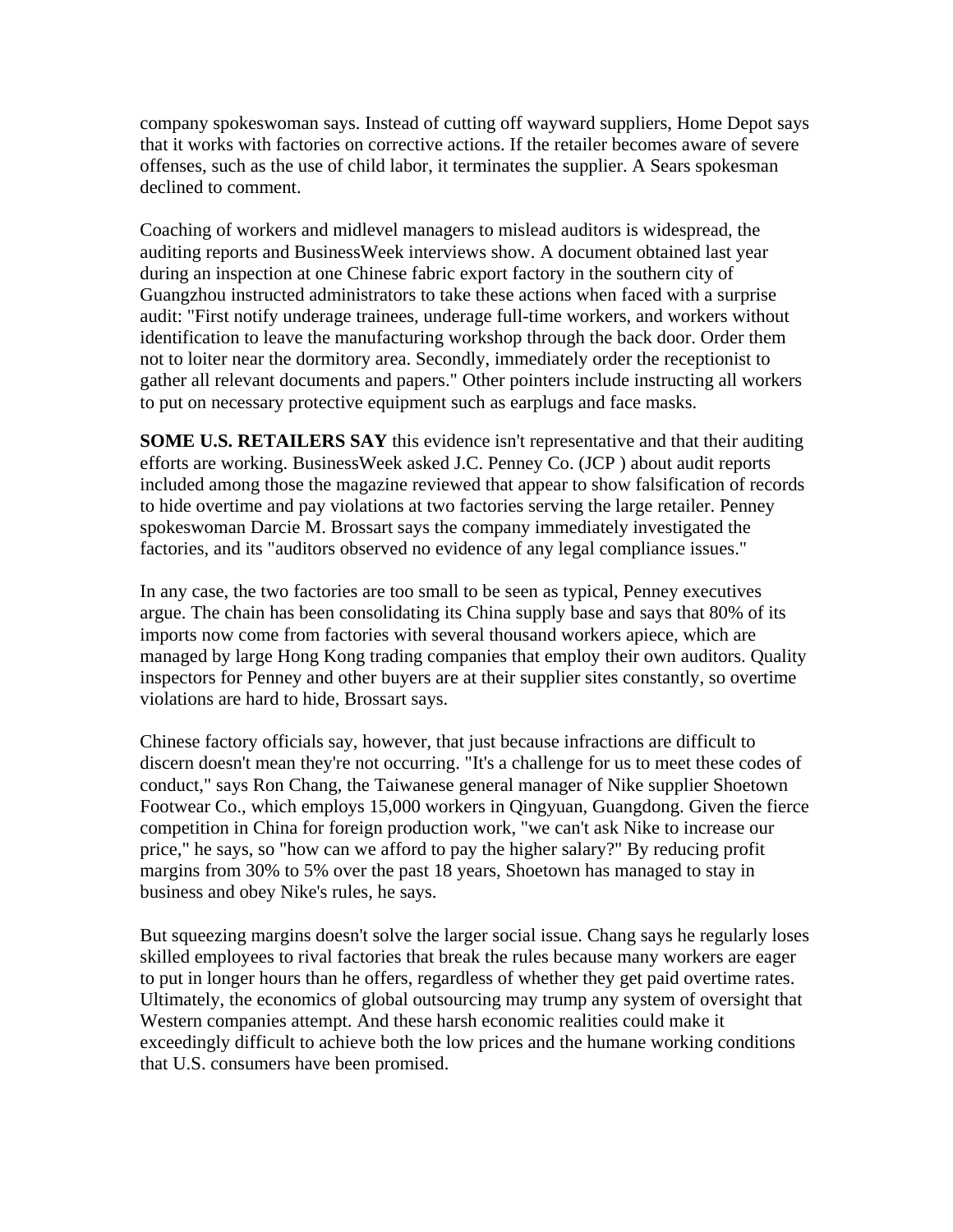company spokeswoman says. Instead of cutting off wayward suppliers, Home Depot says that it works with factories on corrective actions. If the retailer becomes aware of severe offenses, such as the use of child labor, it terminates the supplier. A Sears spokesman declined to comment.

Coaching of workers and midlevel managers to mislead auditors is widespread, the auditing reports and BusinessWeek interviews show. A document obtained last year during an inspection at one Chinese fabric export factory in the southern city of Guangzhou instructed administrators to take these actions when faced with a surprise audit: "First notify underage trainees, underage full-time workers, and workers without identification to leave the manufacturing workshop through the back door. Order them not to loiter near the dormitory area. Secondly, immediately order the receptionist to gather all relevant documents and papers." Other pointers include instructing all workers to put on necessary protective equipment such as earplugs and face masks.

**SOME U.S. RETAILERS SAY** this evidence isn't representative and that their auditing efforts are working. BusinessWeek asked J.C. Penney Co. (JCP ) about audit reports included among those the magazine reviewed that appear to show falsification of records to hide overtime and pay violations at two factories serving the large retailer. Penney spokeswoman Darcie M. Brossart says the company immediately investigated the factories, and its "auditors observed no evidence of any legal compliance issues."

In any case, the two factories are too small to be seen as typical, Penney executives argue. The chain has been consolidating its China supply base and says that 80% of its imports now come from factories with several thousand workers apiece, which are managed by large Hong Kong trading companies that employ their own auditors. Quality inspectors for Penney and other buyers are at their supplier sites constantly, so overtime violations are hard to hide, Brossart says.

Chinese factory officials say, however, that just because infractions are difficult to discern doesn't mean they're not occurring. "It's a challenge for us to meet these codes of conduct," says Ron Chang, the Taiwanese general manager of Nike supplier Shoetown Footwear Co., which employs 15,000 workers in Qingyuan, Guangdong. Given the fierce competition in China for foreign production work, "we can't ask Nike to increase our price," he says, so "how can we afford to pay the higher salary?" By reducing profit margins from 30% to 5% over the past 18 years, Shoetown has managed to stay in business and obey Nike's rules, he says.

But squeezing margins doesn't solve the larger social issue. Chang says he regularly loses skilled employees to rival factories that break the rules because many workers are eager to put in longer hours than he offers, regardless of whether they get paid overtime rates. Ultimately, the economics of global outsourcing may trump any system of oversight that Western companies attempt. And these harsh economic realities could make it exceedingly difficult to achieve both the low prices and the humane working conditions that U.S. consumers have been promised.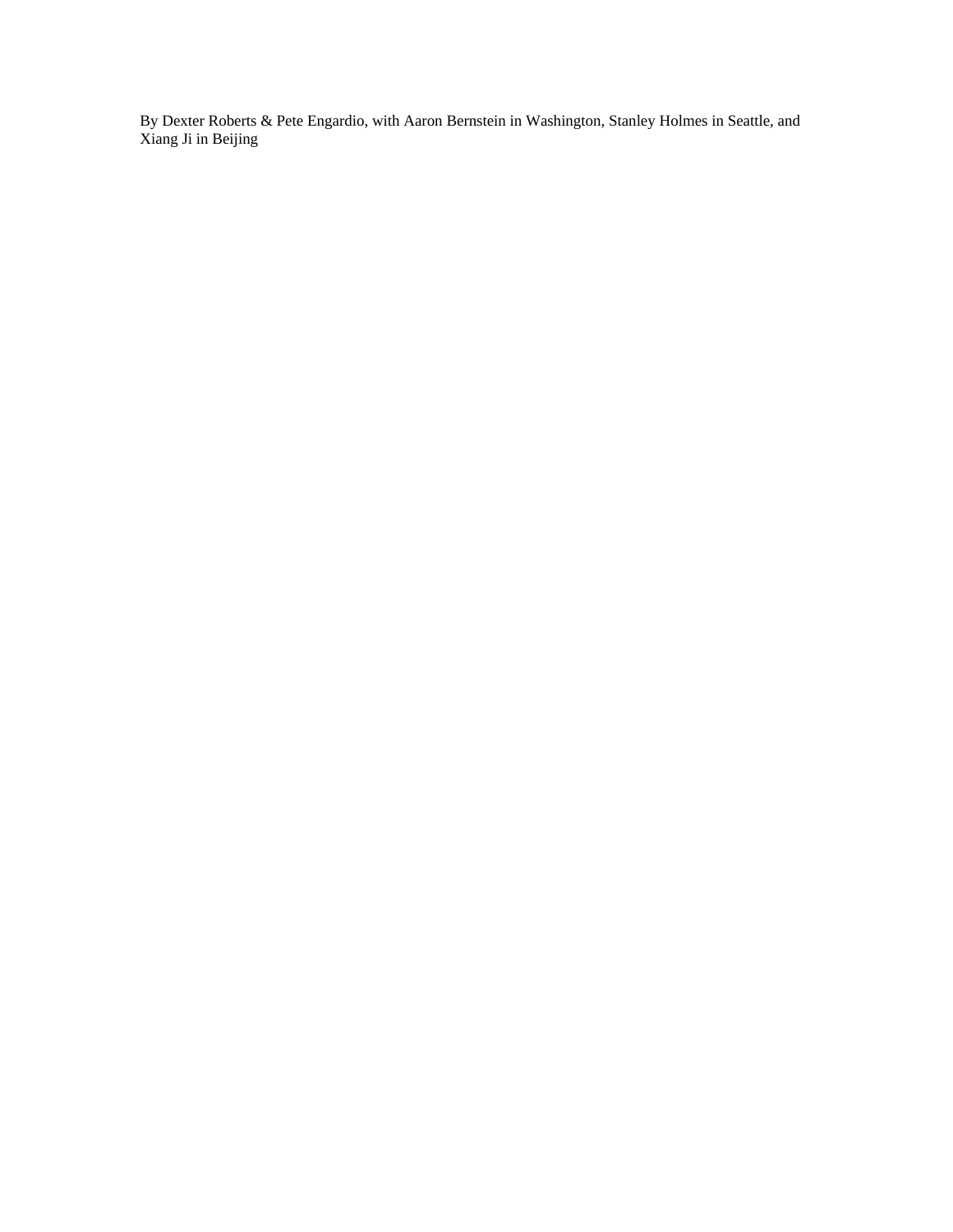By Dexter Roberts & Pete Engardio, with Aaron Bernstein in Washington, Stanley Holmes in Seattle, and Xiang Ji in Beijing